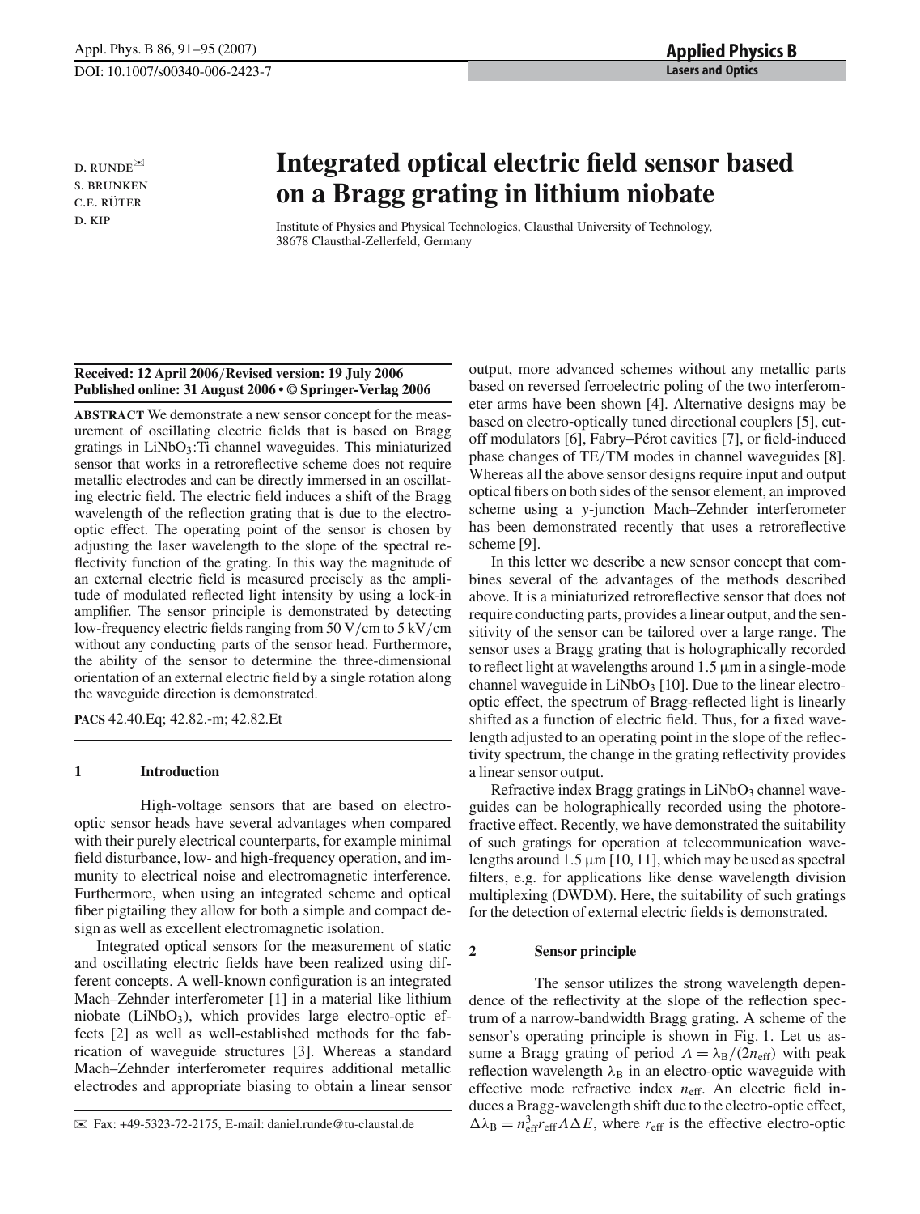D. RUNDE[✉]
S. BRUNKEN
C.E. RÜTER
D. KIP

# Integrated optical electric field sensor based on a Bragg grating in lithium niobate

Institute of Physics and Physical Technologies, Clausthal University of Technology, 38678 Clausthal-Zellerfeld, Germany

**Received: 12 April 2006/Revised version: 19 July 2006**
**Published online: 31 August 2006 • © Springer-Verlag 2006**

**ABSTRACT** We demonstrate a new sensor concept for the measurement of oscillating electric fields that is based on Bragg gratings in $LiNbO_3$:Ti channel waveguides. This miniaturized sensor that works in a retroreflective scheme does not require metallic electrodes and can be directly immersed in an oscillating electric field. The electric field induces a shift of the Bragg wavelength of the reflection grating that is due to the electro-optic effect. The operating point of the sensor is chosen by adjusting the laser wavelength to the slope of the spectral reflectivity function of the grating. In this way the magnitude of an external electric field is measured precisely as the amplitude of modulated reflected light intensity by using a lock-in amplifier. The sensor principle is demonstrated by detecting low-frequency electric fields ranging from 50 V/cm to 5 kV/cm without any conducting parts of the sensor head. Furthermore, the ability of the sensor to determine the three-dimensional orientation of an external electric field by a single rotation along the waveguide direction is demonstrated.

**PACS** 42.40.Eq; 42.82.-m; 42.82.Et

## 1 Introduction

High-voltage sensors that are based on electro-optic sensor heads have several advantages when compared with their purely electrical counterparts, for example minimal field disturbance, low- and high-frequency operation, and immunity to electrical noise and electromagnetic interference. Furthermore, when using an integrated scheme and optical fiber pigtailing they allow for both a simple and compact design as well as excellent electromagnetic isolation.

Integrated optical sensors for the measurement of static and oscillating electric fields have been realized using different concepts. A well-known configuration is an integrated Mach–Zehnder interferometer [1] in a material like lithium niobate ($LiNbO_3$), which provides large electro-optic effects [2] as well as well-established methods for the fabrication of waveguide structures [3]. Whereas a standard Mach–Zehnder interferometer requires additional metallic electrodes and appropriate biasing to obtain a linear sensor output, more advanced schemes without any metallic parts based on reversed ferroelectric poling of the two interferometer arms have been shown [4]. Alternative designs may be based on electro-optically tuned directional couplers [5], cut-off modulators [6], Fabry–Pérot cavities [7], or field-induced phase changes of TE/TM modes in channel waveguides [8]. Whereas all the above sensor designs require input and output optical fibers on both sides of the sensor element, an improved scheme using a *y*-junction Mach–Zehnder interferometer has been demonstrated recently that uses a retroreflective scheme [9].

In this letter we describe a new sensor concept that combines several of the advantages of the methods described above. It is a miniaturized retroreflective sensor that does not require conducting parts, provides a linear output, and the sensitivity of the sensor can be tailored over a large range. The sensor uses a Bragg grating that is holographically recorded to reflect light at wavelengths around 1.5 μm in a single-mode channel waveguide in $LiNbO_3$ [10]. Due to the linear electro-optic effect, the spectrum of Bragg-reflected light is linearly shifted as a function of electric field. Thus, for a fixed wavelength adjusted to an operating point in the slope of the reflectivity spectrum, the change in the grating reflectivity provides a linear sensor output.

Refractive index Bragg gratings in $LiNbO_3$ channel waveguides can be holographically recorded using the photorefractive effect. Recently, we have demonstrated the suitability of such gratings for operation at telecommunication wavelengths around 1.5 μm [10, 11], which may be used as spectral filters, e.g. for applications like dense wavelength division multiplexing (DWDM). Here, the suitability of such gratings for the detection of external electric fields is demonstrated.

## 2 Sensor principle

The sensor utilizes the strong wavelength dependence of the reflectivity at the slope of the reflection spectrum of a narrow-bandwidth Bragg grating. A scheme of the sensor's operating principle is shown in Fig. 1. Let us assume a Bragg grating of period $\Lambda = \lambda_B/(2n_{eff})$ with peak reflection wavelength $\lambda_B$ in an electro-optic waveguide with effective mode refractive index $n_{eff}$. An electric field induces a Bragg-wavelength shift due to the electro-optic effect, $\Delta\lambda_B = n_{eff}^3 r_{eff} \Lambda \Delta E$, where $r_{eff}$ is the effective electro-optic

✉ Fax: +49-5323-72-2175, E-mail: daniel.runde@tu-clausthal.de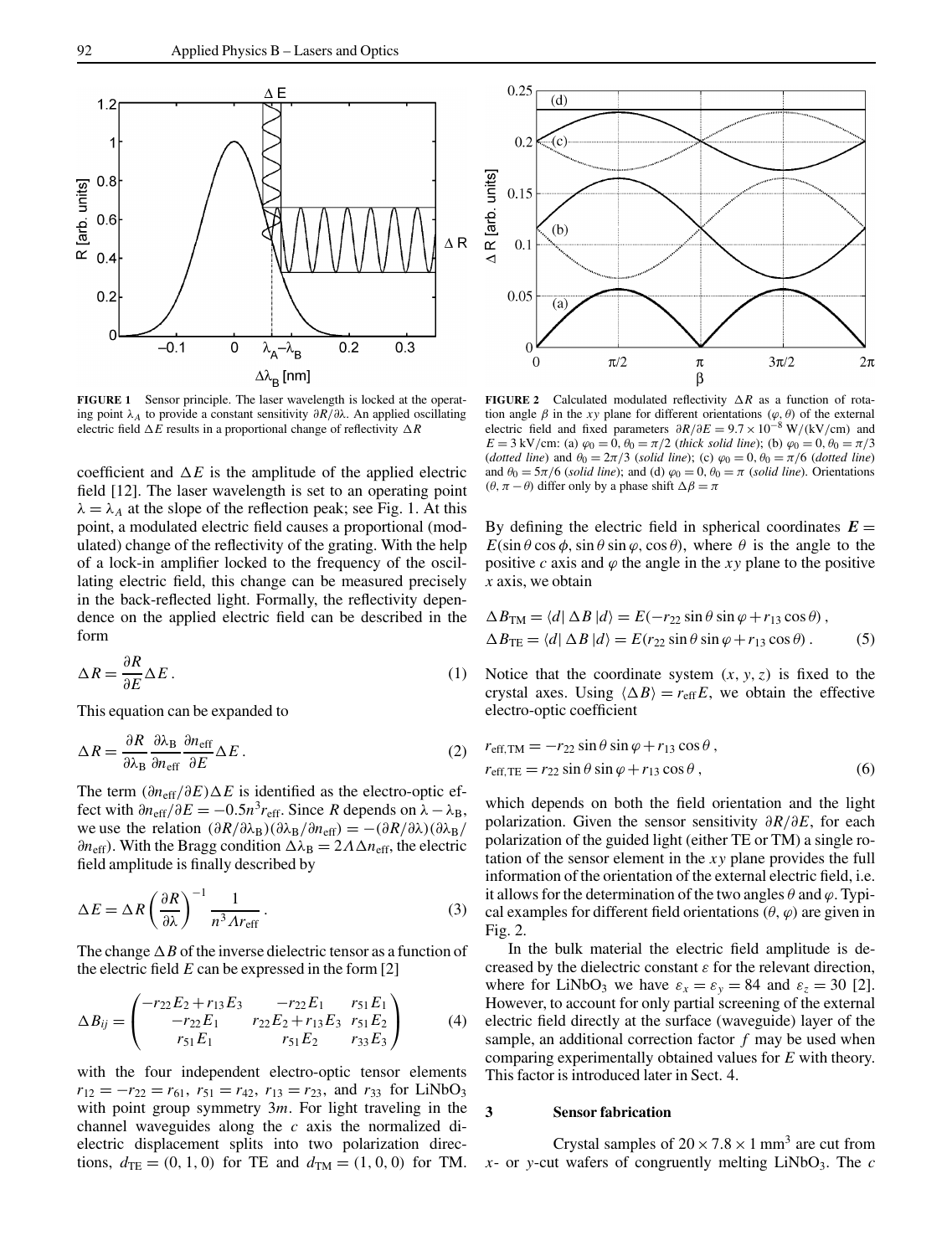**FIGURE 1** Sensor principle. The laser wavelength is locked at the operating point $\lambda_A$ to provide a constant sensitivity $\partial R/\partial\lambda$. An applied oscillating electric field $\Delta E$ results in a proportional change of reflectivity $\Delta R$

**FIGURE 2** Calculated modulated reflectivity $\Delta R$ as a function of rotation angle $\beta$ in the $xy$ plane for different orientations $(\varphi, \theta)$ of the external electric field and fixed parameters $\partial R/\partial E = 9.7\times10^{-8}$ W/(kV/cm) and $E = 3$ kV/cm: (a) $\varphi_0 = 0$, $\theta_0 = \pi/2$ (*thick solid line*); (b) $\varphi_0 = 0$, $\theta_0 = \pi/3$ (*dotted line*) and $\theta_0 = 2\pi/3$ (*solid line*); (c) $\varphi_0 = 0$, $\theta_0 = \pi/6$ (*dotted line*) and $\theta_0 = 5\pi/6$ (*solid line*); and (d) $\varphi_0 = 0$, $\theta_0 = \pi$ (*solid line*). Orientations $(\theta, \pi-\theta)$ differ only by a phase shift $\Delta\beta = \pi$

coefficient and $\Delta E$ is the amplitude of the applied electric field [12]. The laser wavelength is set to an operating point $\lambda = \lambda_A$ at the slope of the reflection peak; see Fig. 1. At this point, a modulated electric field causes a proportional (modulated) change of the reflectivity of the grating. With the help of a lock-in amplifier locked to the frequency of the oscillating electric field, this change can be measured precisely in the back-reflected light. Formally, the reflectivity dependence on the applied electric field can be described in the form

$$\Delta R = \frac{\partial R}{\partial E}\Delta E\,. \tag{1}$$

This equation can be expanded to

$$\Delta R = \frac{\partial R}{\partial \lambda_B}\frac{\partial \lambda_B}{\partial n_{\text{eff}}}\frac{\partial n_{\text{eff}}}{\partial E}\Delta E\,. \tag{2}$$

The term $(\partial n_{\text{eff}}/\partial E)\Delta E$ is identified as the electro-optic effect with $\partial n_{\text{eff}}/\partial E = -0.5 n^3 r_{\text{eff}}$. Since $R$ depends on $\lambda - \lambda_B$, we use the relation $(\partial R/\partial\lambda_B)(\partial\lambda_B/\partial n_{\text{eff}}) = -(\partial R/\partial\lambda)(\partial\lambda_B/\partial n_{\text{eff}})$. With the Bragg condition $\Delta\lambda_B = 2\Lambda\Delta n_{\text{eff}}$, the electric field amplitude is finally described by

$$\Delta E = \Delta R\left(\frac{\partial R}{\partial\lambda}\right)^{-1}\frac{1}{n^3\Lambda r_{\text{eff}}}\,. \tag{3}$$

The change $\Delta B$ of the inverse dielectric tensor as a function of the electric field $E$ can be expressed in the form [2]

$$\Delta B_{ij} = \begin{pmatrix} -r_{22}E_2 + r_{13}E_3 & -r_{22}E_1 & r_{51}E_1 \\ -r_{22}E_1 & r_{22}E_2 + r_{13}E_3 & r_{51}E_2 \\ r_{51}E_1 & r_{51}E_2 & r_{33}E_3 \end{pmatrix} \tag{4}$$

with the four independent electro-optic tensor elements $r_{12} = -r_{22} = r_{61}$, $r_{51} = r_{42}$, $r_{13} = r_{23}$, and $r_{33}$ for $LiNbO_3$ with point group symmetry $3m$. For light traveling in the channel waveguides along the $c$ axis the normalized dielectric displacement splits into two polarization directions, $d_{\text{TE}} = (0, 1, 0)$ for TE and $d_{\text{TM}} = (1, 0, 0)$ for TM.

By defining the electric field in spherical coordinates $\boldsymbol{E} = E(\sin\theta\cos\phi, \sin\theta\sin\varphi, \cos\theta)$, where $\theta$ is the angle to the positive $c$ axis and $\varphi$ the angle in the $xy$ plane to the positive $x$ axis, we obtain

$$\begin{aligned}\Delta B_{\text{TM}} &= \langle d|\,\Delta B\,|d\rangle = E(-r_{22}\sin\theta\sin\varphi + r_{13}\cos\theta)\,,\\ \Delta B_{\text{TE}} &= \langle d|\,\Delta B\,|d\rangle = E(r_{22}\sin\theta\sin\varphi + r_{13}\cos\theta)\,.\end{aligned} \tag{5}$$

Notice that the coordinate system $(x, y, z)$ is fixed to the crystal axes. Using $\langle\Delta B\rangle = r_{\text{eff}}E$, we obtain the effective electro-optic coefficient

$$\begin{aligned}r_{\text{eff,TM}} &= -r_{22}\sin\theta\sin\varphi + r_{13}\cos\theta\,,\\ r_{\text{eff,TE}} &= r_{22}\sin\theta\sin\varphi + r_{13}\cos\theta\,,\end{aligned} \tag{6}$$

which depends on both the field orientation and the light polarization. Given the sensor sensitivity $\partial R/\partial E$, for each polarization of the guided light (either TE or TM) a single rotation of the sensor element in the $xy$ plane provides the full information of the orientation of the external electric field, i.e. it allows for the determination of the two angles $\theta$ and $\varphi$. Typical examples for different field orientations $(\theta, \varphi)$ are given in Fig. 2.

In the bulk material the electric field amplitude is decreased by the dielectric constant $\varepsilon$ for the relevant direction, where for $LiNbO_3$ we have $\varepsilon_x = \varepsilon_y = 84$ and $\varepsilon_z = 30$ [2]. However, to account for only partial screening of the external electric field directly at the surface (waveguide) layer of the sample, an additional correction factor $f$ may be used when comparing experimentally obtained values for $E$ with theory. This factor is introduced later in Sect. 4.

## 3 Sensor fabrication

Crystal samples of $20\times7.8\times1$ mm$^3$ are cut from $x$- or $y$-cut wafers of congruently melting $LiNbO_3$. The $c$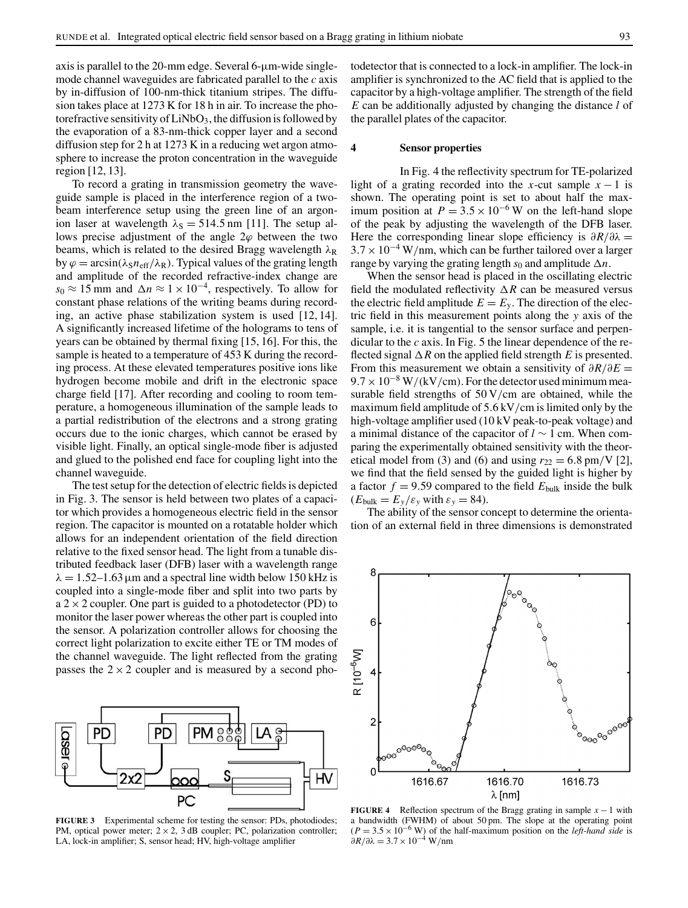axis is parallel to the 20-mm edge. Several 6-μm-wide single-mode channel waveguides are fabricated parallel to the $c$ axis by in-diffusion of 100-nm-thick titanium stripes. The diffusion takes place at 1273 K for 18 h in air. To increase the photorefractive sensitivity of $LiNbO_3$, the diffusion is followed by the evaporation of a 83-nm-thick copper layer and a second diffusion step for 2 h at 1273 K in a reducing wet argon atmosphere to increase the proton concentration in the waveguide region [12, 13].

To record a grating in transmission geometry the waveguide sample is placed in the interference region of a two-beam interference setup using the green line of an argon-ion laser at wavelength $\lambda_S = 514.5$ nm [11]. The setup allows precise adjustment of the angle $2\varphi$ between the two beams, which is related to the desired Bragg wavelength $\lambda_R$ by $\varphi = \arcsin(\lambda_S n_{eff}/\lambda_R)$. Typical values of the grating length and amplitude of the recorded refractive-index change are $s_0 \approx 15$ mm and $\Delta n \approx 1 \times 10^{-4}$, respectively. To allow for constant phase relations of the writing beams during recording, an active phase stabilization system is used [12, 14]. A significantly increased lifetime of the holograms to tens of years can be obtained by thermal fixing [15, 16]. For this, the sample is heated to a temperature of 453 K during the recording process. At these elevated temperatures positive ions like hydrogen become mobile and drift in the electronic space charge field [17]. After recording and cooling to room temperature, a homogeneous illumination of the sample leads to a partial redistribution of the electrons and a strong grating occurs due to the ionic charges, which cannot be erased by visible light. Finally, an optical single-mode fiber is adjusted and glued to the polished end face for coupling light into the channel waveguide.

The test setup for the detection of electric fields is depicted in Fig. 3. The sensor is held between two plates of a capacitor which provides a homogeneous electric field in the sensor region. The capacitor is mounted on a rotatable holder which allows for an independent orientation of the field direction relative to the fixed sensor head. The light from a tunable distributed feedback laser (DFB) laser with a wavelength range $\lambda = 1.52$–$1.63$ μm and a spectral line width below 150 kHz is coupled into a single-mode fiber and split into two parts by a $2 \times 2$ coupler. One part is guided to a photodetector (PD) to monitor the laser power whereas the other part is coupled into the sensor. A polarization controller allows for choosing the correct light polarization to excite either TE or TM modes of the channel waveguide. The light reflected from the grating passes the $2 \times 2$ coupler and is measured by a second photodetector that is connected to a lock-in amplifier. The lock-in amplifier is synchronized to the AC field that is applied to the capacitor by a high-voltage amplifier. The strength of the field $E$ can be additionally adjusted by changing the distance $l$ of the parallel plates of the capacitor.

**FIGURE 3** Experimental scheme for testing the sensor: PDs, photodiodes; PM, optical power meter; $2 \times 2$, 3 dB coupler; PC, polarization controller; LA, lock-in amplifier; S, sensor head; HV, high-voltage amplifier

## 4 Sensor properties

In Fig. 4 the reflectivity spectrum for TE-polarized light of a grating recorded into the $x$-cut sample $x-1$ is shown. The operating point is set to about half the maximum position at $P = 3.5 \times 10^{-6}$ W on the left-hand slope of the peak by adjusting the wavelength of the DFB laser. Here the corresponding linear slope efficiency is $\partial R/\partial\lambda = 3.7 \times 10^{-4}$ W/nm, which can be further tailored over a larger range by varying the grating length $s_0$ and amplitude $\Delta n$.

When the sensor head is placed in the oscillating electric field the modulated reflectivity $\Delta R$ can be measured versus the electric field amplitude $E = E_y$. The direction of the electric field in this measurement points along the $y$ axis of the sample, i.e. it is tangential to the sensor surface and perpendicular to the $c$ axis. In Fig. 5 the linear dependence of the reflected signal $\Delta R$ on the applied field strength $E$ is presented. From this measurement we obtain a sensitivity of $\partial R/\partial E = 9.7 \times 10^{-8}$ W/(kV/cm). For the detector used minimum measurable field strengths of 50 V/cm are obtained, while the maximum field amplitude of 5.6 kV/cm is limited only by the high-voltage amplifier used (10 kV peak-to-peak voltage) and a minimal distance of the capacitor of $l \sim 1$ cm. When comparing the experimentally obtained sensitivity with the theoretical model from (3) and (6) and using $r_{22} = 6.8$ pm/V [2], we find that the field sensed by the guided light is higher by a factor $f = 9.59$ compared to the field $E_{bulk}$ inside the bulk ($E_{bulk} = E_y/\varepsilon_y$ with $\varepsilon_y = 84$).

The ability of the sensor concept to determine the orientation of an external field in three dimensions is demonstrated

**FIGURE 4** Reflection spectrum of the Bragg grating in sample $x-1$ with a bandwidth (FWHM) of about 50 pm. The slope at the operating point ($P = 3.5 \times 10^{-6}$ W) of the half-maximum position on the *left-hand side* is $\partial R/\partial\lambda = 3.7 \times 10^{-4}$ W/nm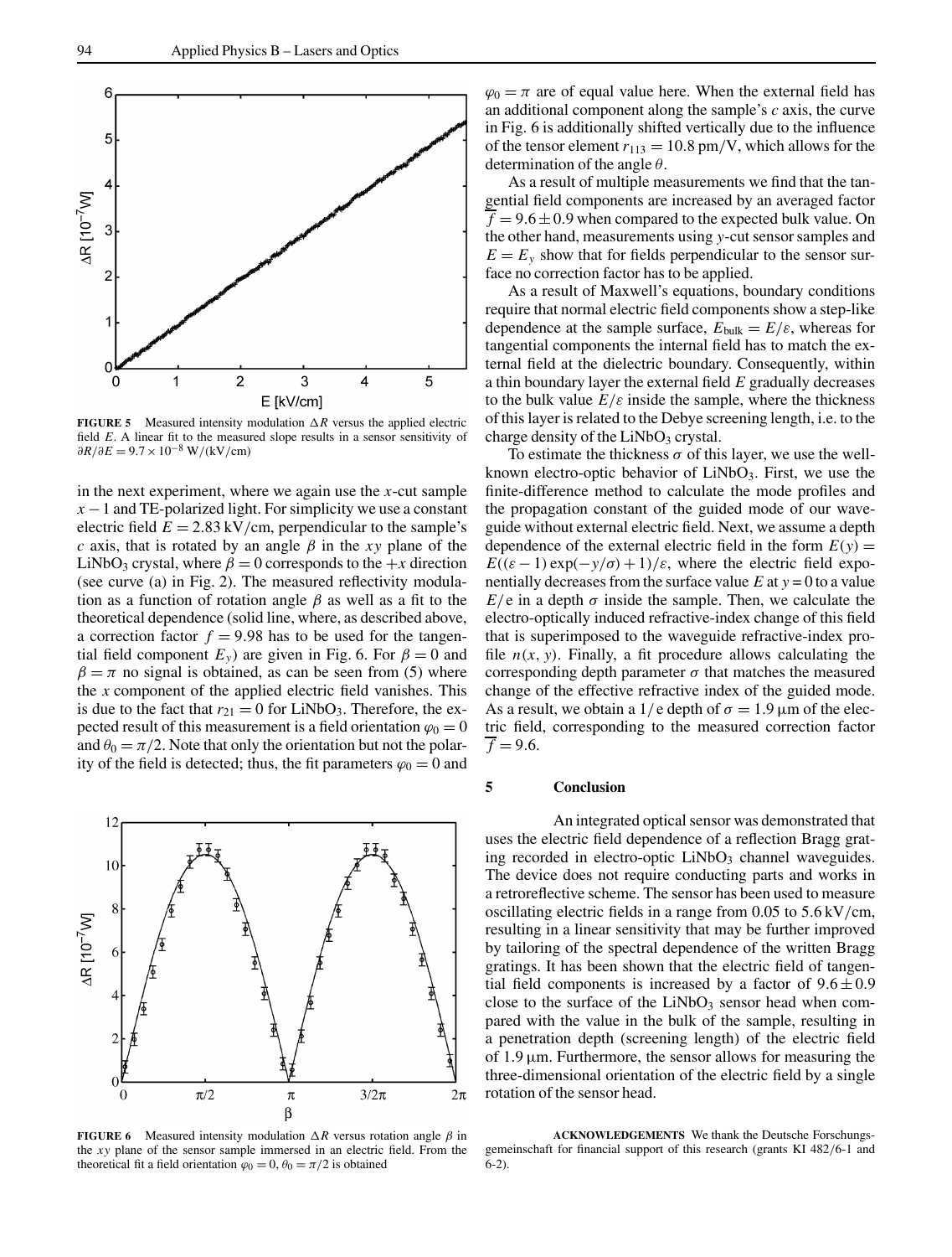**FIGURE 5** Measured intensity modulation $\Delta R$ versus the applied electric field $E$. A linear fit to the measured slope results in a sensor sensitivity of $\partial R/\partial E = 9.7 \times 10^{-8}$ W/(kV/cm)

in the next experiment, where we again use the $x$-cut sample $x-1$ and TE-polarized light. For simplicity we use a constant electric field $E = 2.83$ kV/cm, perpendicular to the sample's $c$ axis, that is rotated by an angle $\beta$ in the $xy$ plane of the $LiNbO_3$ crystal, where $\beta = 0$ corresponds to the $+x$ direction (see curve (a) in Fig. 2). The measured reflectivity modulation as a function of rotation angle $\beta$ as well as a fit to the theoretical dependence (solid line, where, as described above, a correction factor $f = 9.98$ has to be used for the tangential field component $E_y$) are given in Fig. 6. For $\beta = 0$ and $\beta = \pi$ no signal is obtained, as can be seen from (5) where the $x$ component of the applied electric field vanishes. This is due to the fact that $r_{21} = 0$ for $LiNbO_3$. Therefore, the expected result of this measurement is a field orientation $\varphi_0 = 0$ and $\theta_0 = \pi/2$. Note that only the orientation but not the polarity of the field is detected; thus, the fit parameters $\varphi_0 = 0$ and $\varphi_0 = \pi$ are of equal value here. When the external field has an additional component along the sample's $c$ axis, the curve in Fig. 6 is additionally shifted vertically due to the influence of the tensor element $r_{113} = 10.8$ pm/V, which allows for the determination of the angle $\theta$.

As a result of multiple measurements we find that the tangential field components are increased by an averaged factor $\overline{f} = 9.6 \pm 0.9$ when compared to the expected bulk value. On the other hand, measurements using $y$-cut sensor samples and $E = E_y$ show that for fields perpendicular to the sensor surface no correction factor has to be applied.

As a result of Maxwell's equations, boundary conditions require that normal electric field components show a step-like dependence at the sample surface, $E_{\text{bulk}} = E/\varepsilon$, whereas for tangential components the internal field has to match the external field at the dielectric boundary. Consequently, within a thin boundary layer the external field $E$ gradually decreases to the bulk value $E/\varepsilon$ inside the sample, where the thickness of this layer is related to the Debye screening length, i.e. to the charge density of the $LiNbO_3$ crystal.

To estimate the thickness $\sigma$ of this layer, we use the well-known electro-optic behavior of $LiNbO_3$. First, we use the finite-difference method to calculate the mode profiles and the propagation constant of the guided mode of our waveguide without external electric field. Next, we assume a depth dependence of the external electric field in the form $E(y) = E((\varepsilon - 1)\exp(-y/\sigma) + 1)/\varepsilon$, where the electric field exponentially decreases from the surface value $E$ at $y = 0$ to a value $E/\varepsilon$ in a depth $\sigma$ inside the sample. Then, we calculate the electro-optically induced refractive-index change of this field that is superimposed to the waveguide refractive-index profile $n(x, y)$. Finally, a fit procedure allows calculating the corresponding depth parameter $\sigma$ that matches the measured change of the effective refractive index of the guided mode. As a result, we obtain a $1/e$ depth of $\sigma = 1.9$ µm of the electric field, corresponding to the measured correction factor $\overline{f} = 9.6$.

**FIGURE 6** Measured intensity modulation $\Delta R$ versus rotation angle $\beta$ in the $xy$ plane of the sensor sample immersed in an electric field. From the theoretical fit a field orientation $\varphi_0 = 0$, $\theta_0 = \pi/2$ is obtained

## 5 Conclusion

An integrated optical sensor was demonstrated that uses the electric field dependence of a reflection Bragg grating recorded in electro-optic $LiNbO_3$ channel waveguides. The device does not require conducting parts and works in a retroreflective scheme. The sensor has been used to measure oscillating electric fields in a range from 0.05 to 5.6 kV/cm, resulting in a linear sensitivity that may be further improved by tailoring of the spectral dependence of the written Bragg gratings. It has been shown that the electric field of tangential field components is increased by a factor of $9.6 \pm 0.9$ close to the surface of the $LiNbO_3$ sensor head when compared with the value in the bulk of the sample, resulting in a penetration depth (screening length) of the electric field of 1.9 µm. Furthermore, the sensor allows for measuring the three-dimensional orientation of the electric field by a single rotation of the sensor head.

**ACKNOWLEDGEMENTS** We thank the Deutsche Forschungsgemeinschaft for financial support of this research (grants KI 482/6-1 and 6-2).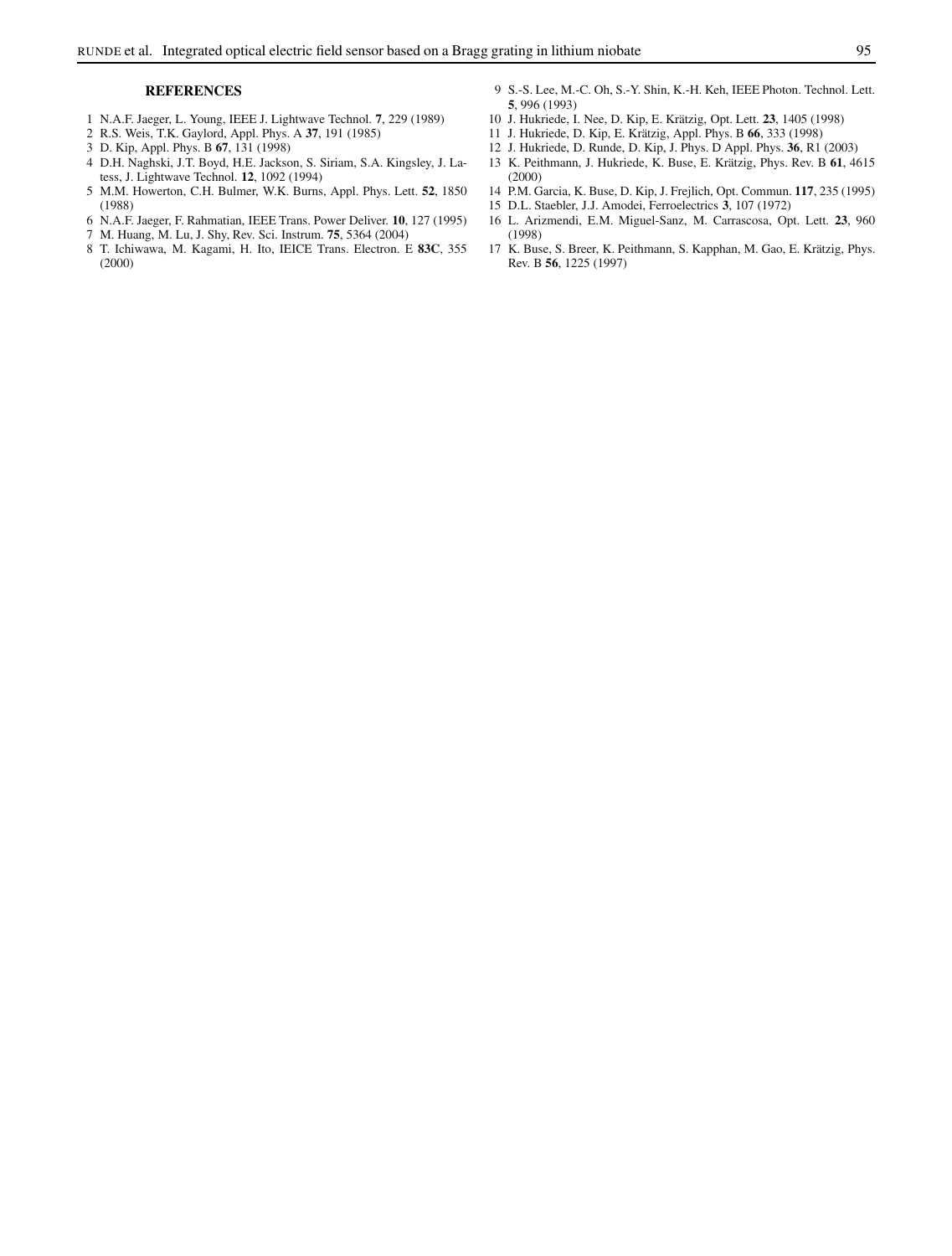## REFERENCES

1. N.A.F. Jaeger, L. Young, IEEE J. Lightwave Technol. **7**, 229 (1989)
2. R.S. Weis, T.K. Gaylord, Appl. Phys. A **37**, 191 (1985)
3. D. Kip, Appl. Phys. B **67**, 131 (1998)
4. D.H. Naghski, J.T. Boyd, H.E. Jackson, S. Siriam, S.A. Kingsley, J. Latess, J. Lightwave Technol. **12**, 1092 (1994)
5. M.M. Howerton, C.H. Bulmer, W.K. Burns, Appl. Phys. Lett. **52**, 1850 (1988)
6. N.A.F. Jaeger, F. Rahmatian, IEEE Trans. Power Deliver. **10**, 127 (1995)
7. M. Huang, M. Lu, J. Shy, Rev. Sci. Instrum. **75**, 5364 (2004)
8. T. Ichiwawa, M. Kagami, H. Ito, IEICE Trans. Electron. E **83C**, 355 (2000)
9. S.-S. Lee, M.-C. Oh, S.-Y. Shin, K.-H. Keh, IEEE Photon. Technol. Lett. **5**, 996 (1993)
10. J. Hukriede, I. Nee, D. Kip, E. Krätzig, Opt. Lett. **23**, 1405 (1998)
11. J. Hukriede, D. Kip, E. Krätzig, Appl. Phys. B **66**, 333 (1998)
12. J. Hukriede, D. Runde, D. Kip, J. Phys. D Appl. Phys. **36**, R1 (2003)
13. K. Peithmann, J. Hukriede, K. Buse, E. Krätzig, Phys. Rev. B **61**, 4615 (2000)
14. P.M. Garcia, K. Buse, D. Kip, J. Frejlich, Opt. Commun. **117**, 235 (1995)
15. D.L. Staebler, J.J. Amodei, Ferroelectrics **3**, 107 (1972)
16. L. Arizmendi, E.M. Miguel-Sanz, M. Carrascosa, Opt. Lett. **23**, 960 (1998)
17. K. Buse, S. Breer, K. Peithmann, S. Kapphan, M. Gao, E. Krätzig, Phys. Rev. B **56**, 1225 (1997)